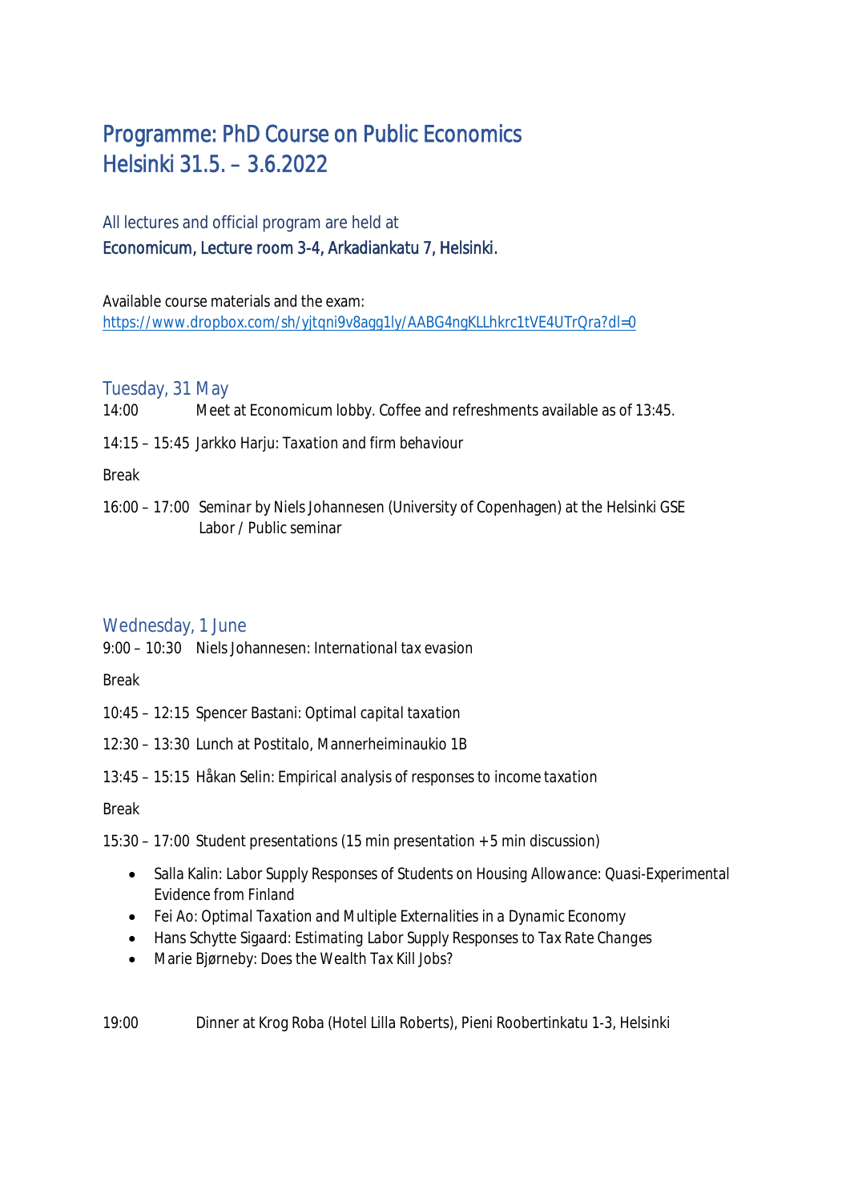# Programme: PhD Course on Public Economics
# Helsinki 31.5. – 3.6.2022

All lectures and official program are held at
Economicum, Lecture room 3-4, Arkadiankatu 7, Helsinki.

Available course materials and the exam:
https://www.dropbox.com/sh/yjtqni9v8agg1ly/AABG4ngKLLhkrc1tVE4UTrQra?dl=0

## Tuesday, 31 May

14:00 Meet at Economicum lobby. Coffee and refreshments available as of 13:45.

14:15 – 15:45 Jarkko Harju: Taxation and firm behaviour

Break

16:00 – 17:00 Seminar by Niels Johannesen (University of Copenhagen) at the Helsinki GSE Labor / Public seminar

## Wednesday, 1 June

9:00 – 10:30 Niels Johannesen: International tax evasion

Break

10:45 – 12:15 Spencer Bastani: Optimal capital taxation

12:30 – 13:30 Lunch at Postitalo, Mannerheiminaukio 1B

13:45 – 15:15 Håkan Selin: Empirical analysis of responses to income taxation

Break

15:30 – 17:00 Student presentations (15 min presentation + 5 min discussion)

- Salla Kalin: Labor Supply Responses of Students on Housing Allowance: Quasi-Experimental Evidence from Finland
- Fei Ao: Optimal Taxation and Multiple Externalities in a Dynamic Economy
- Hans Schytte Sigaard: Estimating Labor Supply Responses to Tax Rate Changes
- Marie Bjørneby: Does the Wealth Tax Kill Jobs?

19:00 Dinner at Krog Roba (Hotel Lilla Roberts), Pieni Roobertinkatu 1-3, Helsinki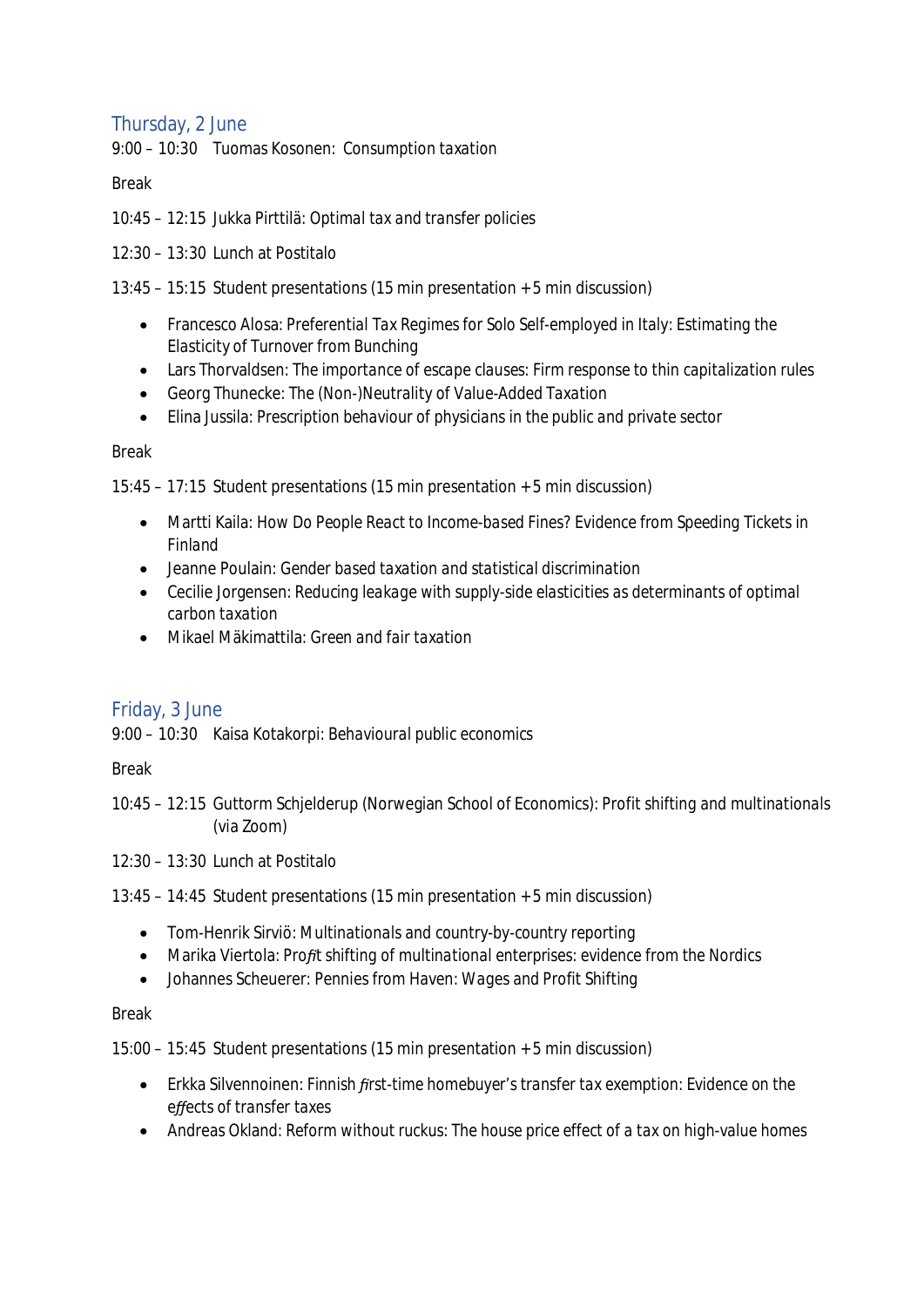## Thursday, 2 June

9:00 – 10:30 Tuomas Kosonen: Consumption taxation

Break

10:45 – 12:15 Jukka Pirttilä: Optimal tax and transfer policies

12:30 – 13:30 Lunch at Postitalo

13:45 – 15:15 Student presentations (15 min presentation + 5 min discussion)

- Francesco Alosa: Preferential Tax Regimes for Solo Self-employed in Italy: Estimating the Elasticity of Turnover from Bunching
- Lars Thorvaldsen: The importance of escape clauses: Firm response to thin capitalization rules
- Georg Thunecke: The (Non-)Neutrality of Value-Added Taxation
- Elina Jussila: Prescription behaviour of physicians in the public and private sector

Break

15:45 – 17:15 Student presentations (15 min presentation + 5 min discussion)

- Martti Kaila: How Do People React to Income-based Fines? Evidence from Speeding Tickets in Finland
- Jeanne Poulain: Gender based taxation and statistical discrimination
- Cecilie Jorgensen: Reducing leakage with supply-side elasticities as determinants of optimal carbon taxation
- Mikael Mäkimattila: Green and fair taxation

## Friday, 3 June

9:00 – 10:30 Kaisa Kotakorpi: Behavioural public economics

Break

10:45 – 12:15 Guttorm Schjelderup (Norwegian School of Economics): Profit shifting and multinationals (via Zoom)

12:30 – 13:30 Lunch at Postitalo

13:45 – 14:45 Student presentations (15 min presentation + 5 min discussion)

- Tom-Henrik Sirviö: Multinationals and country-by-country reporting
- Marika Viertola: Profit shifting of multinational enterprises: evidence from the Nordics
- Johannes Scheuerer: Pennies from Haven: Wages and Profit Shifting

Break

15:00 – 15:45 Student presentations (15 min presentation + 5 min discussion)

- Erkka Silvennoinen: Finnish first-time homebuyer's transfer tax exemption: Evidence on the effects of transfer taxes
- Andreas Okland: Reform without ruckus: The house price effect of a tax on high-value homes